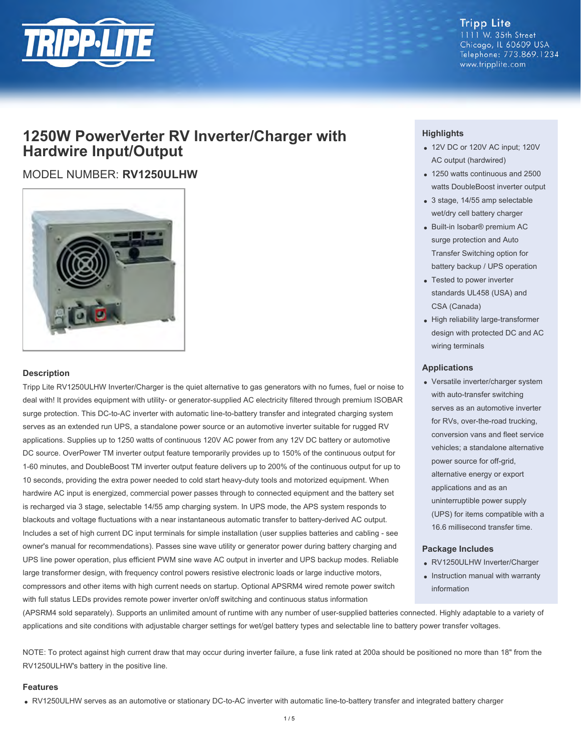Tripp Lite
1111 W. 35th Street
Chicago, IL 60609 USA
Telephone: 773.869.1234
www.tripplite.com

# 1250W PowerVerter RV Inverter/Charger with Hardwire Input/Output

## MODEL NUMBER: **RV1250ULHW**

### Highlights

- 12V DC or 120V AC input; 120V AC output (hardwired)
- 1250 watts continuous and 2500 watts DoubleBoost inverter output
- 3 stage, 14/55 amp selectable wet/dry cell battery charger
- Built-in Isobar® premium AC surge protection and Auto Transfer Switching option for battery backup / UPS operation
- Tested to power inverter standards UL458 (USA) and CSA (Canada)
- High reliability large-transformer design with protected DC and AC wiring terminals

### Applications

- Versatile inverter/charger system with auto-transfer switching serves as an automotive inverter for RVs, over-the-road trucking, conversion vans and fleet service vehicles; a standalone alternative power source for off-grid, alternative energy or export applications and as an uninterruptible power supply (UPS) for items compatible with a 16.6 millisecond transfer time.

### Package Includes

- RV1250ULHW Inverter/Charger
- Instruction manual with warranty information

### Description

Tripp Lite RV1250ULHW Inverter/Charger is the quiet alternative to gas generators with no fumes, fuel or noise to deal with! It provides equipment with utility- or generator-supplied AC electricity filtered through premium ISOBAR surge protection. This DC-to-AC inverter with automatic line-to-battery transfer and integrated charging system serves as an extended run UPS, a standalone power source or an automotive inverter suitable for rugged RV applications. Supplies up to 1250 watts of continuous 120V AC power from any 12V DC battery or automotive DC source. OverPower TM inverter output feature temporarily provides up to 150% of the continuous output for 1-60 minutes, and DoubleBoost TM inverter output feature delivers up to 200% of the continuous output for up to 10 seconds, providing the extra power needed to cold start heavy-duty tools and motorized equipment. When hardwire AC input is energized, commercial power passes through to connected equipment and the battery set is recharged via 3 stage, selectable 14/55 amp charging system. In UPS mode, the APS system responds to blackouts and voltage fluctuations with a near instantaneous automatic transfer to battery-derived AC output. Includes a set of high current DC input terminals for simple installation (user supplies batteries and cabling - see owner's manual for recommendations). Passes sine wave utility or generator power during battery charging and UPS line power operation, plus efficient PWM sine wave AC output in inverter and UPS backup modes. Reliable large transformer design, with frequency control powers resistive electronic loads or large inductive motors, compressors and other items with high current needs on startup. Optional APSRM4 wired remote power switch with full status LEDs provides remote power inverter on/off switching and continuous status information (APSRM4 sold separately). Supports an unlimited amount of runtime with any number of user-supplied batteries connected. Highly adaptable to a variety of applications and site conditions with adjustable charger settings for wet/gel battery types and selectable line to battery power transfer voltages.

NOTE: To protect against high current draw that may occur during inverter failure, a fuse link rated at 200a should be positioned no more than 18" from the RV1250ULHW's battery in the positive line.

### Features

- RV1250ULHW serves as an automotive or stationary DC-to-AC inverter with automatic line-to-battery transfer and integrated battery charger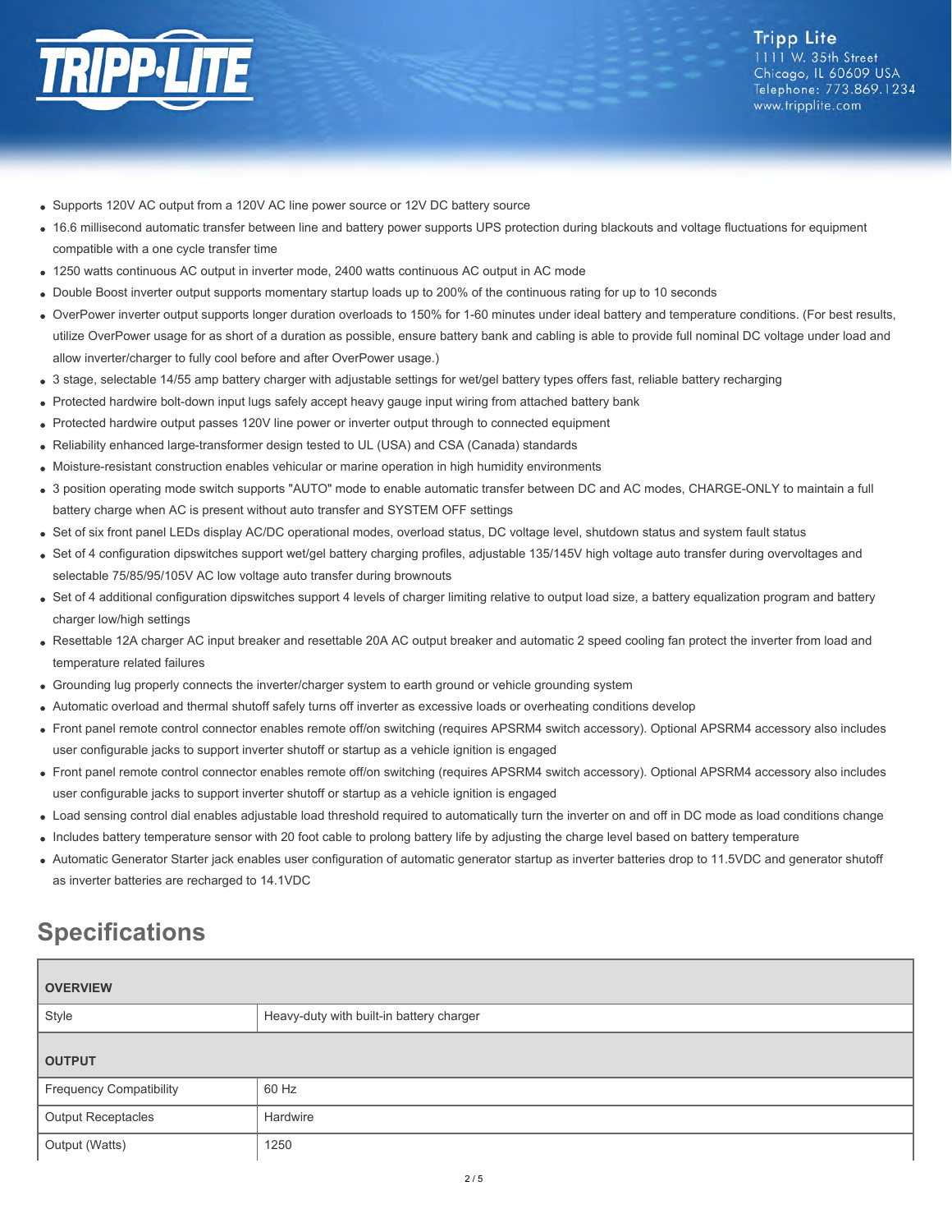- Supports 120V AC output from a 120V AC line power source or 12V DC battery source
- 16.6 millisecond automatic transfer between line and battery power supports UPS protection during blackouts and voltage fluctuations for equipment compatible with a one cycle transfer time
- 1250 watts continuous AC output in inverter mode, 2400 watts continuous AC output in AC mode
- Double Boost inverter output supports momentary startup loads up to 200% of the continuous rating for up to 10 seconds
- OverPower inverter output supports longer duration overloads to 150% for 1-60 minutes under ideal battery and temperature conditions. (For best results, utilize OverPower usage for as short of a duration as possible, ensure battery bank and cabling is able to provide full nominal DC voltage under load and allow inverter/charger to fully cool before and after OverPower usage.)
- 3 stage, selectable 14/55 amp battery charger with adjustable settings for wet/gel battery types offers fast, reliable battery recharging
- Protected hardwire bolt-down input lugs safely accept heavy gauge input wiring from attached battery bank
- Protected hardwire output passes 120V line power or inverter output through to connected equipment
- Reliability enhanced large-transformer design tested to UL (USA) and CSA (Canada) standards
- Moisture-resistant construction enables vehicular or marine operation in high humidity environments
- 3 position operating mode switch supports "AUTO" mode to enable automatic transfer between DC and AC modes, CHARGE-ONLY to maintain a full battery charge when AC is present without auto transfer and SYSTEM OFF settings
- Set of six front panel LEDs display AC/DC operational modes, overload status, DC voltage level, shutdown status and system fault status
- Set of 4 configuration dipswitches support wet/gel battery charging profiles, adjustable 135/145V high voltage auto transfer during overvoltages and selectable 75/85/95/105V AC low voltage auto transfer during brownouts
- Set of 4 additional configuration dipswitches support 4 levels of charger limiting relative to output load size, a battery equalization program and battery charger low/high settings
- Resettable 12A charger AC input breaker and resettable 20A AC output breaker and automatic 2 speed cooling fan protect the inverter from load and temperature related failures
- Grounding lug properly connects the inverter/charger system to earth ground or vehicle grounding system
- Automatic overload and thermal shutoff safely turns off inverter as excessive loads or overheating conditions develop
- Front panel remote control connector enables remote off/on switching (requires APSRM4 switch accessory). Optional APSRM4 accessory also includes user configurable jacks to support inverter shutoff or startup as a vehicle ignition is engaged
- Front panel remote control connector enables remote off/on switching (requires APSRM4 switch accessory). Optional APSRM4 accessory also includes user configurable jacks to support inverter shutoff or startup as a vehicle ignition is engaged
- Load sensing control dial enables adjustable load threshold required to automatically turn the inverter on and off in DC mode as load conditions change
- Includes battery temperature sensor with 20 foot cable to prolong battery life by adjusting the charge level based on battery temperature
- Automatic Generator Starter jack enables user configuration of automatic generator startup as inverter batteries drop to 11.5VDC and generator shutoff as inverter batteries are recharged to 14.1VDC

## Specifications

| **OVERVIEW** | |
|---|---|
| Style | Heavy-duty with built-in battery charger |
| **OUTPUT** | |
| Frequency Compatibility | 60 Hz |
| Output Receptacles | Hardwire |
| Output (Watts) | 1250 |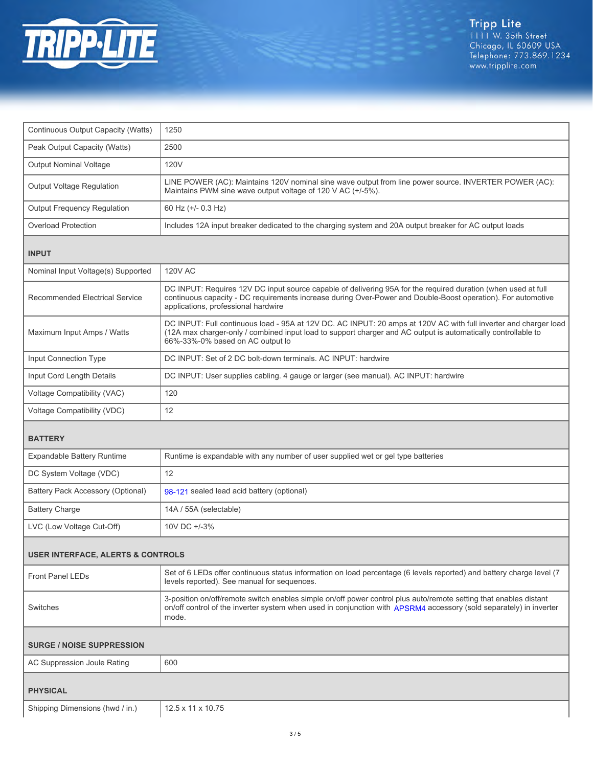| | |
|---|---|
| Continuous Output Capacity (Watts) | 1250 |
| Peak Output Capacity (Watts) | 2500 |
| Output Nominal Voltage | 120V |
| Output Voltage Regulation | LINE POWER (AC): Maintains 120V nominal sine wave output from line power source. INVERTER POWER (AC): Maintains PWM sine wave output voltage of 120 V AC (+/-5%). |
| Output Frequency Regulation | 60 Hz (+/- 0.3 Hz) |
| Overload Protection | Includes 12A input breaker dedicated to the charging system and 20A output breaker for AC output loads |
| **INPUT** | |
| Nominal Input Voltage(s) Supported | 120V AC |
| Recommended Electrical Service | DC INPUT: Requires 12V DC input source capable of delivering 95A for the required duration (when used at full continuous capacity - DC requirements increase during Over-Power and Double-Boost operation). For automotive applications, professional hardwire |
| Maximum Input Amps / Watts | DC INPUT: Full continuous load - 95A at 12V DC. AC INPUT: 20 amps at 120V AC with full inverter and charger load (12A max charger-only / combined input load to support charger and AC output is automatically controllable to 66%-33%-0% based on AC output lo |
| Input Connection Type | DC INPUT: Set of 2 DC bolt-down terminals. AC INPUT: hardwire |
| Input Cord Length Details | DC INPUT: User supplies cabling. 4 gauge or larger (see manual). AC INPUT: hardwire |
| Voltage Compatibility (VAC) | 120 |
| Voltage Compatibility (VDC) | 12 |
| **BATTERY** | |
| Expandable Battery Runtime | Runtime is expandable with any number of user supplied wet or gel type batteries |
| DC System Voltage (VDC) | 12 |
| Battery Pack Accessory (Optional) | 98-121 sealed lead acid battery (optional) |
| Battery Charge | 14A / 55A (selectable) |
| LVC (Low Voltage Cut-Off) | 10V DC +/-3% |
| **USER INTERFACE, ALERTS & CONTROLS** | |
| Front Panel LEDs | Set of 6 LEDs offer continuous status information on load percentage (6 levels reported) and battery charge level (7 levels reported). See manual for sequences. |
| Switches | 3-position on/off/remote switch enables simple on/off power control plus auto/remote setting that enables distant on/off control of the inverter system when used in conjunction with APSRM4 accessory (sold separately) in inverter mode. |
| **SURGE / NOISE SUPPRESSION** | |
| AC Suppression Joule Rating | 600 |
| **PHYSICAL** | |
| Shipping Dimensions (hwd / in.) | 12.5 x 11 x 10.75 |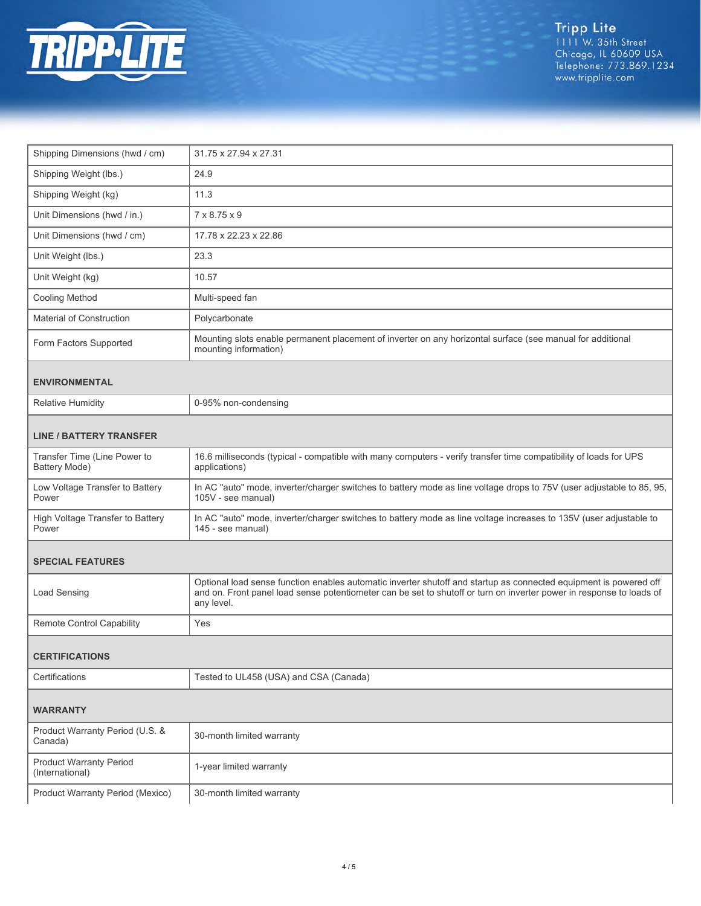| | |
|---|---|
| Shipping Dimensions (hwd / cm) | 31.75 x 27.94 x 27.31 |
| Shipping Weight (lbs.) | 24.9 |
| Shipping Weight (kg) | 11.3 |
| Unit Dimensions (hwd / in.) | 7 x 8.75 x 9 |
| Unit Dimensions (hwd / cm) | 17.78 x 22.23 x 22.86 |
| Unit Weight (lbs.) | 23.3 |
| Unit Weight (kg) | 10.57 |
| Cooling Method | Multi-speed fan |
| Material of Construction | Polycarbonate |
| Form Factors Supported | Mounting slots enable permanent placement of inverter on any horizontal surface (see manual for additional mounting information) |
| **ENVIRONMENTAL** | |
| Relative Humidity | 0-95% non-condensing |
| **LINE / BATTERY TRANSFER** | |
| Transfer Time (Line Power to Battery Mode) | 16.6 milliseconds (typical - compatible with many computers - verify transfer time compatibility of loads for UPS applications) |
| Low Voltage Transfer to Battery Power | In AC "auto" mode, inverter/charger switches to battery mode as line voltage drops to 75V (user adjustable to 85, 95, 105V - see manual) |
| High Voltage Transfer to Battery Power | In AC "auto" mode, inverter/charger switches to battery mode as line voltage increases to 135V (user adjustable to 145 - see manual) |
| **SPECIAL FEATURES** | |
| Load Sensing | Optional load sense function enables automatic inverter shutoff and startup as connected equipment is powered off and on. Front panel load sense potentiometer can be set to shutoff or turn on inverter power in response to loads of any level. |
| Remote Control Capability | Yes |
| **CERTIFICATIONS** | |
| Certifications | Tested to UL458 (USA) and CSA (Canada) |
| **WARRANTY** | |
| Product Warranty Period (U.S. & Canada) | 30-month limited warranty |
| Product Warranty Period (International) | 1-year limited warranty |
| Product Warranty Period (Mexico) | 30-month limited warranty |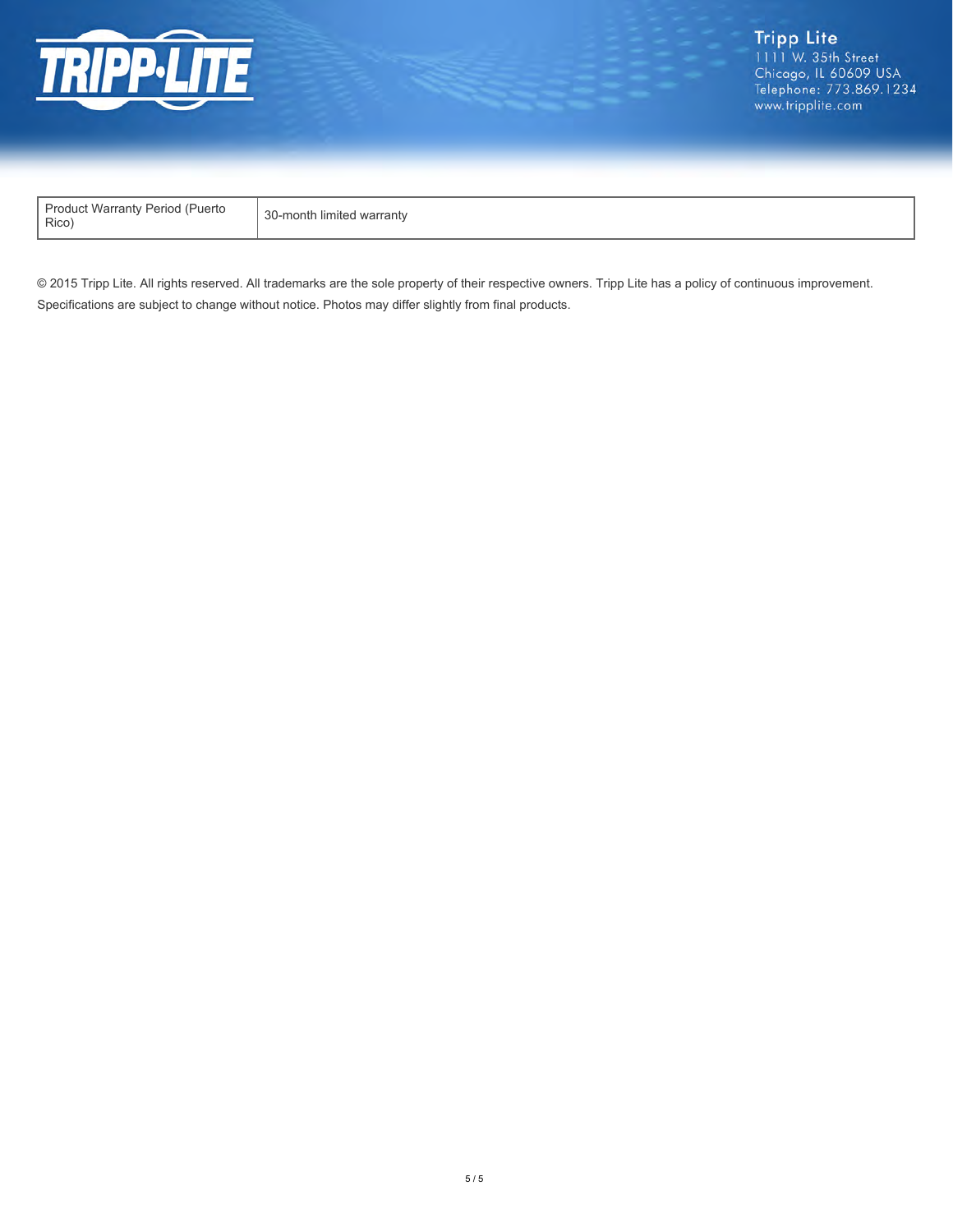| | |
|---|---|
| Product Warranty Period (Puerto Rico) | 30-month limited warranty |

© 2015 Tripp Lite. All rights reserved. All trademarks are the sole property of their respective owners. Tripp Lite has a policy of continuous improvement. Specifications are subject to change without notice. Photos may differ slightly from final products.